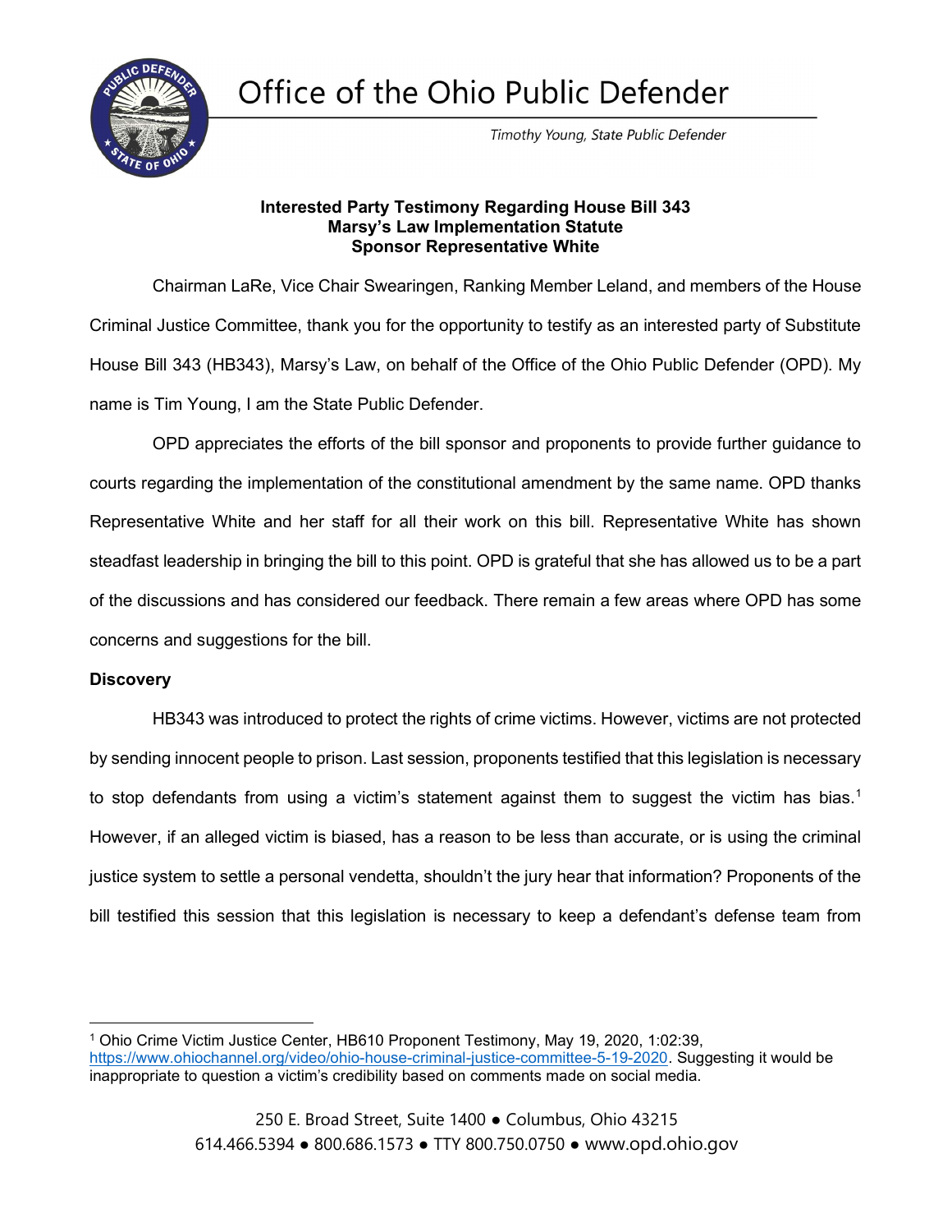# Office of the Ohio Public Defender

*Timothy Young, State Public Defender*

**Interested Party Testimony Regarding House Bill 343**
**Marsy's Law Implementation Statute**
**Sponsor Representative White**

Chairman LaRe, Vice Chair Swearingen, Ranking Member Leland, and members of the House Criminal Justice Committee, thank you for the opportunity to testify as an interested party of Substitute House Bill 343 (HB343), Marsy's Law, on behalf of the Office of the Ohio Public Defender (OPD). My name is Tim Young, I am the State Public Defender.

OPD appreciates the efforts of the bill sponsor and proponents to provide further guidance to courts regarding the implementation of the constitutional amendment by the same name. OPD thanks Representative White and her staff for all their work on this bill. Representative White has shown steadfast leadership in bringing the bill to this point. OPD is grateful that she has allowed us to be a part of the discussions and has considered our feedback. There remain a few areas where OPD has some concerns and suggestions for the bill.

**Discovery**

HB343 was introduced to protect the rights of crime victims. However, victims are not protected by sending innocent people to prison. Last session, proponents testified that this legislation is necessary to stop defendants from using a victim's statement against them to suggest the victim has bias.[1] However, if an alleged victim is biased, has a reason to be less than accurate, or is using the criminal justice system to settle a personal vendetta, shouldn't the jury hear that information? Proponents of the bill testified this session that this legislation is necessary to keep a defendant's defense team from

[1] Ohio Crime Victim Justice Center, HB610 Proponent Testimony, May 19, 2020, 1:02:39, https://www.ohiochannel.org/video/ohio-house-criminal-justice-committee-5-19-2020. Suggesting it would be inappropriate to question a victim's credibility based on comments made on social media.

250 E. Broad Street, Suite 1400 ● Columbus, Ohio 43215
614.466.5394 ● 800.686.1573 ● TTY 800.750.0750 ● www.opd.ohio.gov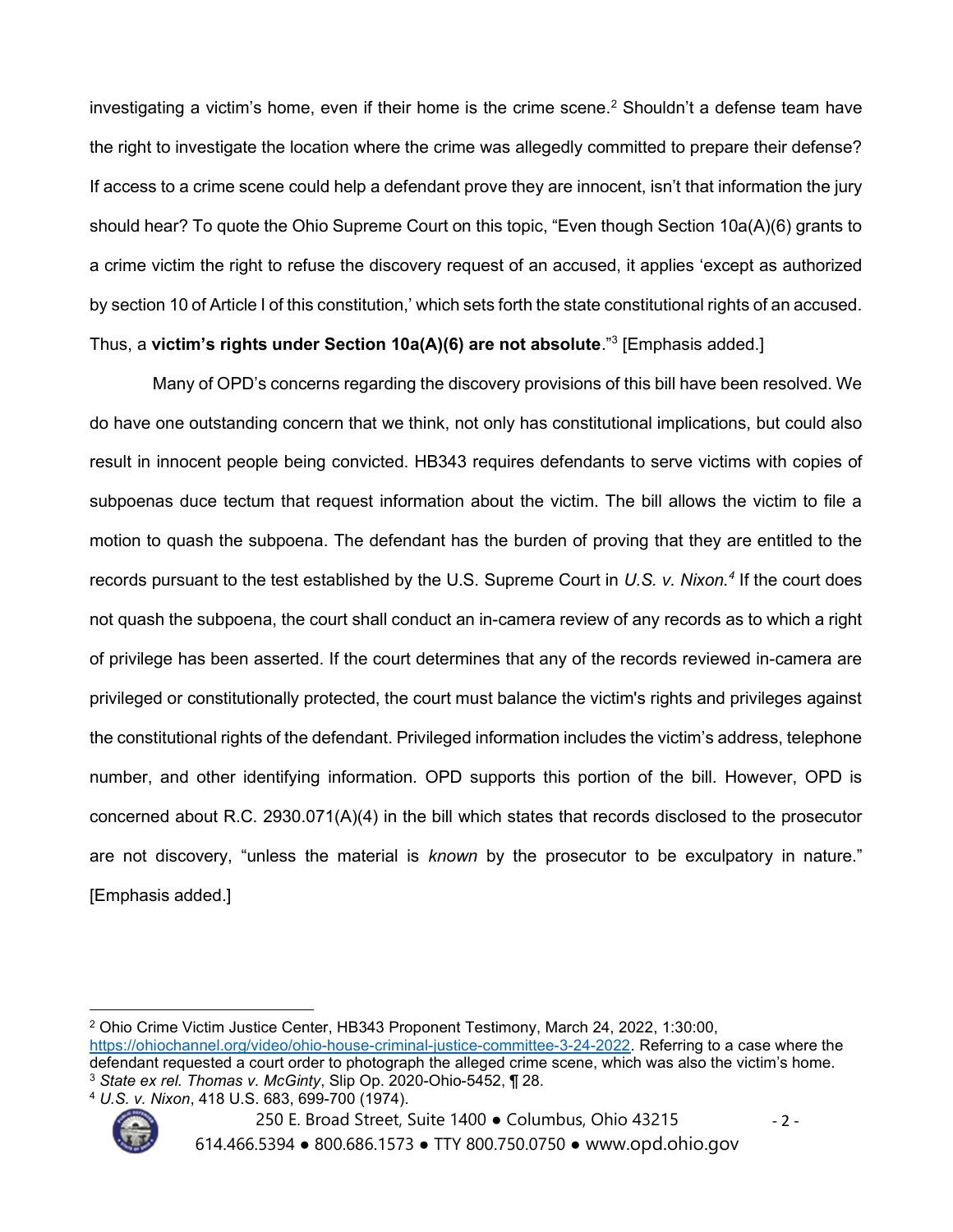investigating a victim's home, even if their home is the crime scene.[2] Shouldn't a defense team have the right to investigate the location where the crime was allegedly committed to prepare their defense? If access to a crime scene could help a defendant prove they are innocent, isn't that information the jury should hear? To quote the Ohio Supreme Court on this topic, "Even though Section 10a(A)(6) grants to a crime victim the right to refuse the discovery request of an accused, it applies 'except as authorized by section 10 of Article I of this constitution,' which sets forth the state constitutional rights of an accused. Thus, a **victim's rights under Section 10a(A)(6) are not absolute**."[3] [Emphasis added.]

Many of OPD's concerns regarding the discovery provisions of this bill have been resolved. We do have one outstanding concern that we think, not only has constitutional implications, but could also result in innocent people being convicted. HB343 requires defendants to serve victims with copies of subpoenas duce tectum that request information about the victim. The bill allows the victim to file a motion to quash the subpoena. The defendant has the burden of proving that they are entitled to the records pursuant to the test established by the U.S. Supreme Court in *U.S. v. Nixon.*[4] If the court does not quash the subpoena, the court shall conduct an in-camera review of any records as to which a right of privilege has been asserted. If the court determines that any of the records reviewed in-camera are privileged or constitutionally protected, the court must balance the victim's rights and privileges against the constitutional rights of the defendant. Privileged information includes the victim's address, telephone number, and other identifying information. OPD supports this portion of the bill. However, OPD is concerned about R.C. 2930.071(A)(4) in the bill which states that records disclosed to the prosecutor are not discovery, "unless the material is *known* by the prosecutor to be exculpatory in nature." [Emphasis added.]

---

[2] Ohio Crime Victim Justice Center, HB343 Proponent Testimony, March 24, 2022, 1:30:00, https://ohiochannel.org/video/ohio-house-criminal-justice-committee-3-24-2022. Referring to a case where the defendant requested a court order to photograph the alleged crime scene, which was also the victim's home.

[3] *State ex rel. Thomas v. McGinty*, Slip Op. 2020-Ohio-5452, ¶ 28.

[4] *U.S. v. Nixon*, 418 U.S. 683, 699-700 (1974).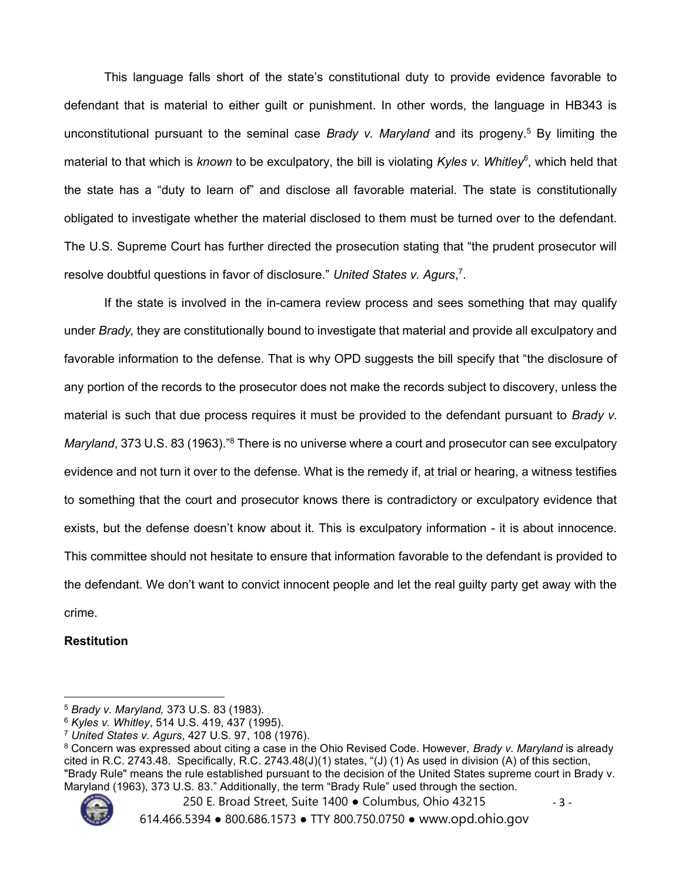This language falls short of the state's constitutional duty to provide evidence favorable to defendant that is material to either guilt or punishment. In other words, the language in HB343 is unconstitutional pursuant to the seminal case *Brady v. Maryland* and its progeny.[5] By limiting the material to that which is *known* to be exculpatory, the bill is violating *Kyles v. Whitley*[6], which held that the state has a "duty to learn of" and disclose all favorable material. The state is constitutionally obligated to investigate whether the material disclosed to them must be turned over to the defendant. The U.S. Supreme Court has further directed the prosecution stating that "the prudent prosecutor will resolve doubtful questions in favor of disclosure." *United States v. Agurs*,[7].

If the state is involved in the in-camera review process and sees something that may qualify under *Brady,* they are constitutionally bound to investigate that material and provide all exculpatory and favorable information to the defense. That is why OPD suggests the bill specify that "the disclosure of any portion of the records to the prosecutor does not make the records subject to discovery, unless the material is such that due process requires it must be provided to the defendant pursuant to *Brady v. Maryland*, 373 U.S. 83 (1963)."[8] There is no universe where a court and prosecutor can see exculpatory evidence and not turn it over to the defense. What is the remedy if, at trial or hearing, a witness testifies to something that the court and prosecutor knows there is contradictory or exculpatory evidence that exists, but the defense doesn't know about it. This is exculpatory information - it is about innocence. This committee should not hesitate to ensure that information favorable to the defendant is provided to the defendant. We don't want to convict innocent people and let the real guilty party get away with the crime.

**Restitution**

---

[5] *Brady v. Maryland,* 373 U.S. 83 (1983).

[6] *Kyles v. Whitley*, 514 U.S. 419, 437 (1995).

[7] *United States v. Agurs*, 427 U.S. 97, 108 (1976).

[8] Concern was expressed about citing a case in the Ohio Revised Code. However, *Brady v. Maryland* is already cited in R.C. 2743.48. Specifically, R.C. 2743.48(J)(1) states, "(J) (1) As used in division (A) of this section, "Brady Rule" means the rule established pursuant to the decision of the United States supreme court in Brady v. Maryland (1963), 373 U.S. 83." Additionally, the term "Brady Rule" used through the section.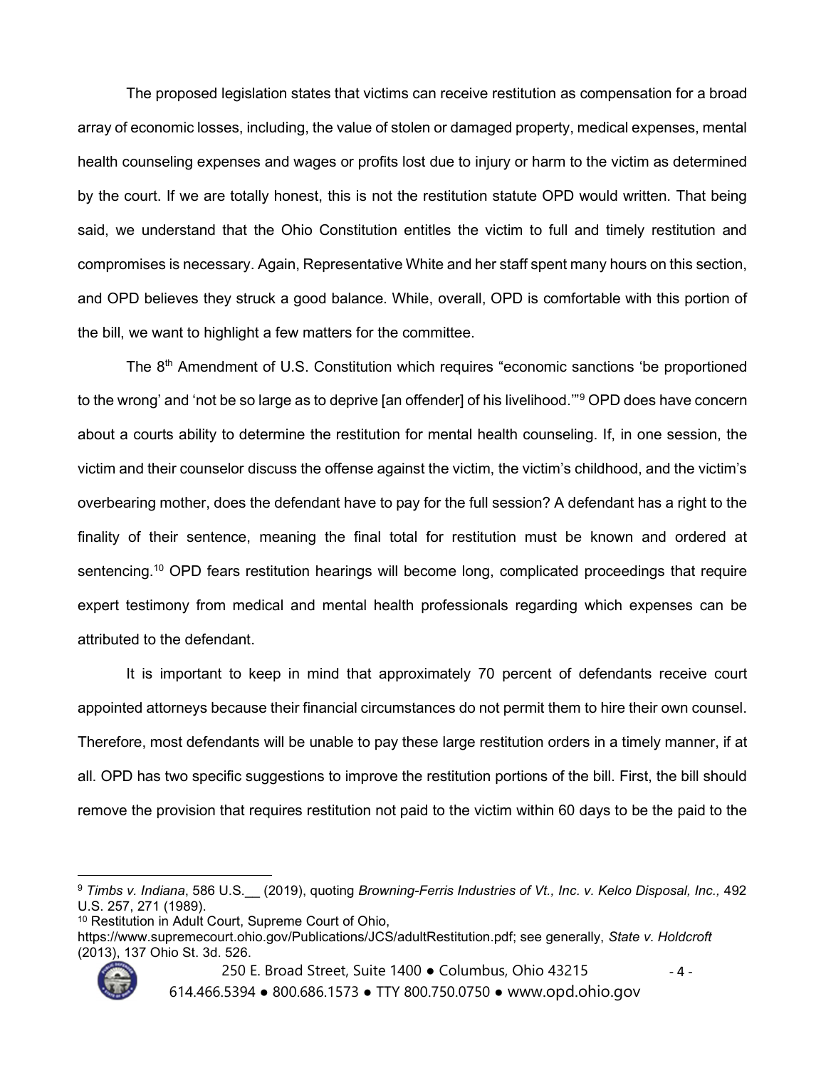The proposed legislation states that victims can receive restitution as compensation for a broad array of economic losses, including, the value of stolen or damaged property, medical expenses, mental health counseling expenses and wages or profits lost due to injury or harm to the victim as determined by the court. If we are totally honest, this is not the restitution statute OPD would written. That being said, we understand that the Ohio Constitution entitles the victim to full and timely restitution and compromises is necessary. Again, Representative White and her staff spent many hours on this section, and OPD believes they struck a good balance. While, overall, OPD is comfortable with this portion of the bill, we want to highlight a few matters for the committee.

The 8th Amendment of U.S. Constitution which requires "economic sanctions 'be proportioned to the wrong' and 'not be so large as to deprive [an offender] of his livelihood.'"[9] OPD does have concern about a courts ability to determine the restitution for mental health counseling. If, in one session, the victim and their counselor discuss the offense against the victim, the victim's childhood, and the victim's overbearing mother, does the defendant have to pay for the full session? A defendant has a right to the finality of their sentence, meaning the final total for restitution must be known and ordered at sentencing.[10] OPD fears restitution hearings will become long, complicated proceedings that require expert testimony from medical and mental health professionals regarding which expenses can be attributed to the defendant.

It is important to keep in mind that approximately 70 percent of defendants receive court appointed attorneys because their financial circumstances do not permit them to hire their own counsel. Therefore, most defendants will be unable to pay these large restitution orders in a timely manner, if at all. OPD has two specific suggestions to improve the restitution portions of the bill. First, the bill should remove the provision that requires restitution not paid to the victim within 60 days to be the paid to the

---

[9] *Timbs v. Indiana*, 586 U.S.__ (2019), quoting *Browning-Ferris Industries of Vt., Inc. v. Kelco Disposal, Inc.,* 492 U.S. 257, 271 (1989).

[10] Restitution in Adult Court, Supreme Court of Ohio, https://www.supremecourt.ohio.gov/Publications/JCS/adultRestitution.pdf; see generally, *State v. Holdcroft* (2013), 137 Ohio St. 3d. 526.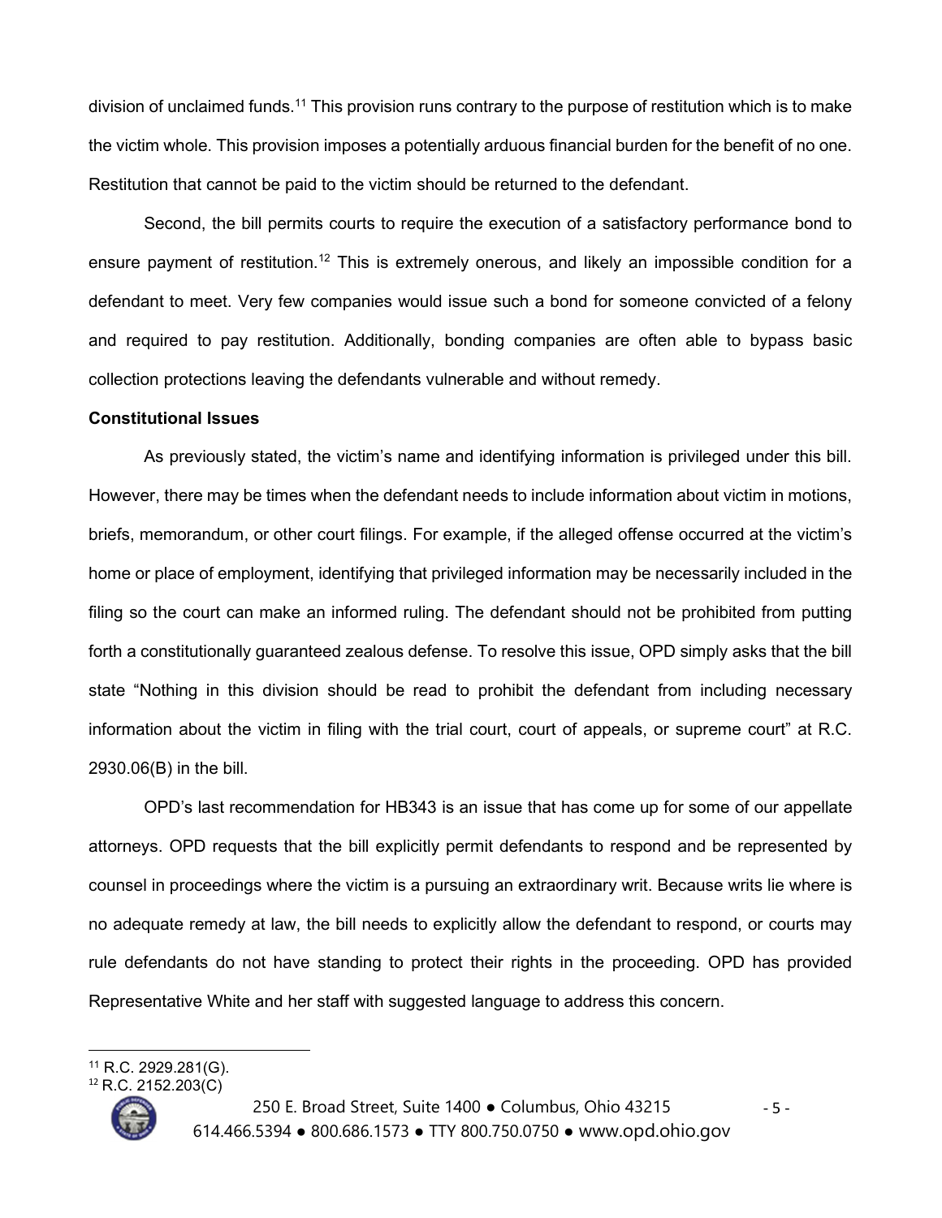division of unclaimed funds.[11] This provision runs contrary to the purpose of restitution which is to make the victim whole. This provision imposes a potentially arduous financial burden for the benefit of no one. Restitution that cannot be paid to the victim should be returned to the defendant.

Second, the bill permits courts to require the execution of a satisfactory performance bond to ensure payment of restitution.[12] This is extremely onerous, and likely an impossible condition for a defendant to meet. Very few companies would issue such a bond for someone convicted of a felony and required to pay restitution. Additionally, bonding companies are often able to bypass basic collection protections leaving the defendants vulnerable and without remedy.

**Constitutional Issues**

As previously stated, the victim's name and identifying information is privileged under this bill. However, there may be times when the defendant needs to include information about victim in motions, briefs, memorandum, or other court filings. For example, if the alleged offense occurred at the victim's home or place of employment, identifying that privileged information may be necessarily included in the filing so the court can make an informed ruling. The defendant should not be prohibited from putting forth a constitutionally guaranteed zealous defense. To resolve this issue, OPD simply asks that the bill state "Nothing in this division should be read to prohibit the defendant from including necessary information about the victim in filing with the trial court, court of appeals, or supreme court" at R.C. 2930.06(B) in the bill.

OPD's last recommendation for HB343 is an issue that has come up for some of our appellate attorneys. OPD requests that the bill explicitly permit defendants to respond and be represented by counsel in proceedings where the victim is a pursuing an extraordinary writ. Because writs lie where is no adequate remedy at law, the bill needs to explicitly allow the defendant to respond, or courts may rule defendants do not have standing to protect their rights in the proceeding. OPD has provided Representative White and her staff with suggested language to address this concern.

---

[11] R.C. 2929.281(G).
[12] R.C. 2152.203(C)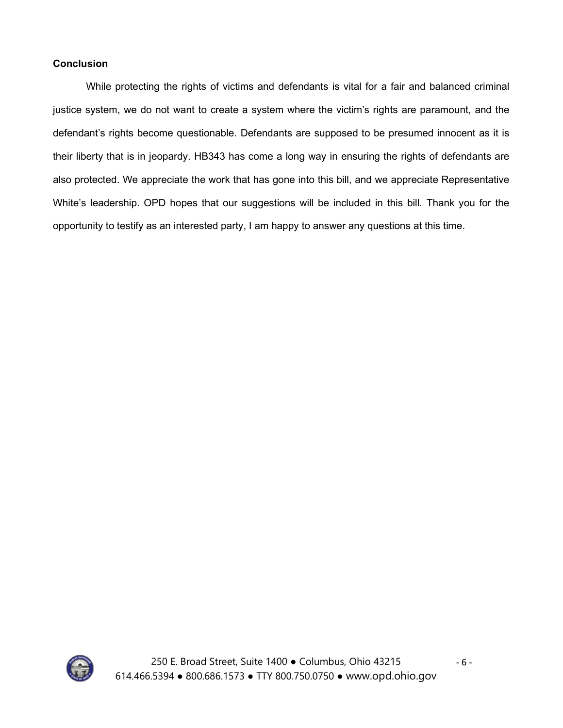**Conclusion**

While protecting the rights of victims and defendants is vital for a fair and balanced criminal justice system, we do not want to create a system where the victim's rights are paramount, and the defendant's rights become questionable. Defendants are supposed to be presumed innocent as it is their liberty that is in jeopardy. HB343 has come a long way in ensuring the rights of defendants are also protected. We appreciate the work that has gone into this bill, and we appreciate Representative White's leadership. OPD hopes that our suggestions will be included in this bill. Thank you for the opportunity to testify as an interested party, I am happy to answer any questions at this time.